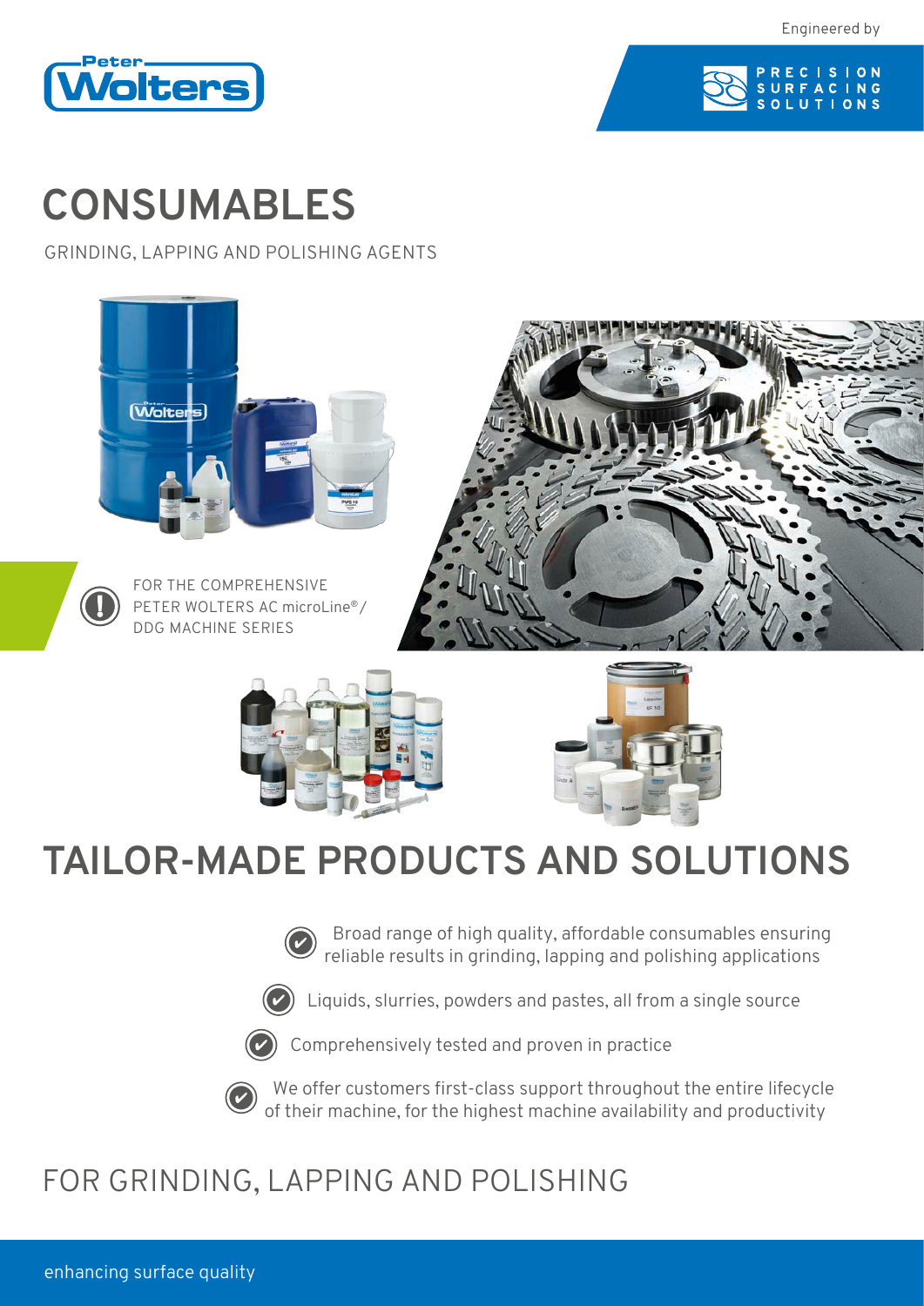Engineered by

PRECISION SURFACING SOLUTIONS

# CONSUMABLES

GRINDING, LAPPING AND POLISHING AGENTS

FOR THE COMPREHENSIVE PETER WOLTERS AC microLine®/ DDG MACHINE SERIES

## TAILOR-MADE PRODUCTS AND SOLUTIONS

- Broad range of high quality, affordable consumables ensuring reliable results in grinding, lapping and polishing applications
- Liquids, slurries, powders and pastes, all from a single source
- Comprehensively tested and proven in practice
- We offer customers first-class support throughout the entire lifecycle of their machine, for the highest machine availability and productivity

## FOR GRINDING, LAPPING AND POLISHING

enhancing surface quality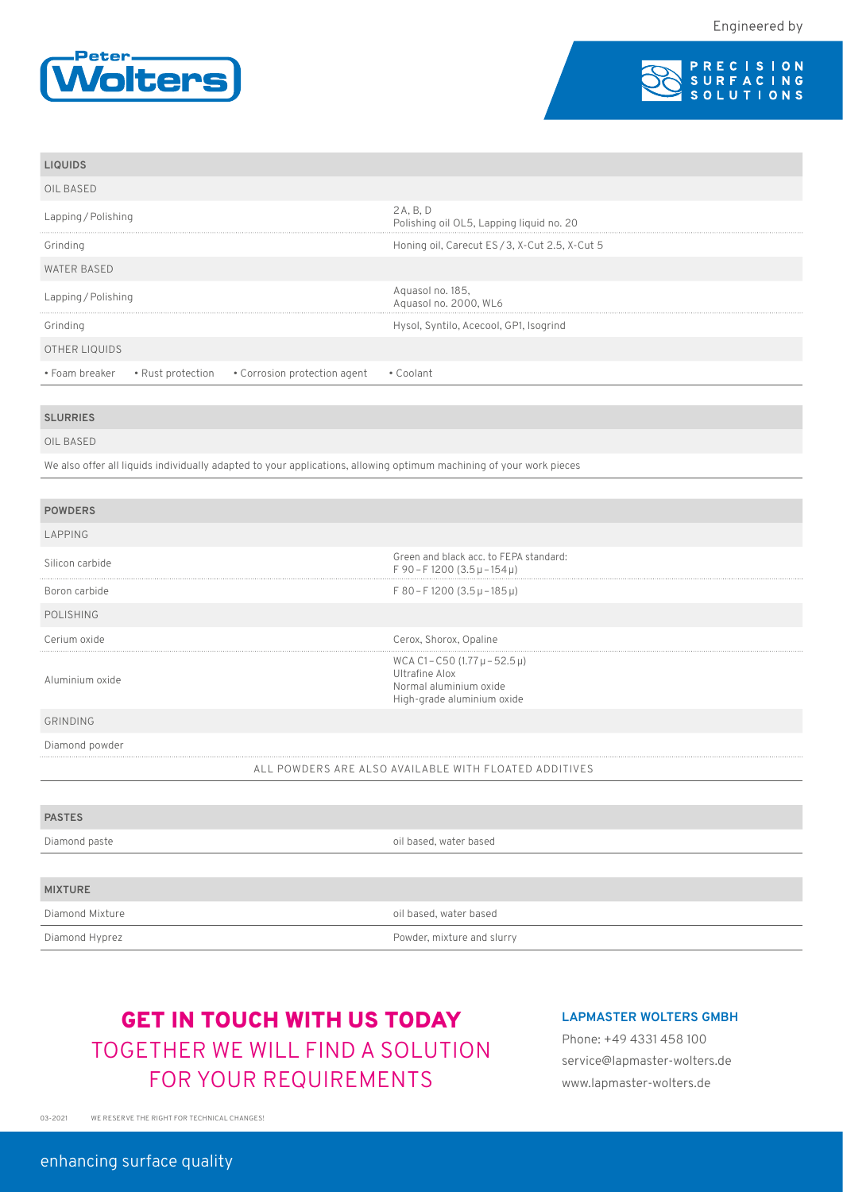Engineered by

**Peter Wolters**

PRECISION SURFACING SOLUTIONS

| | |
|---|---|
| **LIQUIDS** | |
| OIL BASED | |
| Lapping / Polishing | 2A, B, D<br>Polishing oil OL5, Lapping liquid no. 20 |
| Grinding | Honing oil, Carecut ES / 3, X-Cut 2.5, X-Cut 5 |
| WATER BASED | |
| Lapping / Polishing | Aquasol no. 185,<br>Aquasol no. 2000, WL6 |
| Grinding | Hysol, Syntilo, Acecool, GP1, Isogrind |
| OTHER LIQUIDS | |
| • Foam breaker • Rust protection • Corrosion protection agent | • Coolant |

| |
|---|
| **SLURRIES** |
| OIL BASED |
| We also offer all liquids individually adapted to your applications, allowing optimum machining of your work pieces |

| | |
|---|---|
| **POWDERS** | |
| LAPPING | |
| Silicon carbide | Green and black acc. to FEPA standard:<br>F 90 – F 1200 (3.5 µ – 154 µ) |
| Boron carbide | F 80 – F 1200 (3.5 µ – 185 µ) |
| POLISHING | |
| Cerium oxide | Cerox, Shorox, Opaline |
| Aluminium oxide | WCA C1 – C50 (1.77 µ – 52.5 µ)<br>Ultrafine Alox<br>Normal aluminium oxide<br>High-grade aluminium oxide |
| GRINDING | |
| Diamond powder | |
| ALL POWDERS ARE ALSO AVAILABLE WITH FLOATED ADDITIVES | |

| | |
|---|---|
| **PASTES** | |
| Diamond paste | oil based, water based |

| | |
|---|---|
| **MIXTURE** | |
| Diamond Mixture | oil based, water based |
| Diamond Hyprez | Powder, mixture and slurry |

## GET IN TOUCH WITH US TODAY
TOGETHER WE WILL FIND A SOLUTION FOR YOUR REQUIREMENTS

**LAPMASTER WOLTERS GMBH**

Phone: +49 4331 458 100
service@lapmaster-wolters.de
www.lapmaster-wolters.de

03-2021 WE RESERVE THE RIGHT FOR TECHNICAL CHANGES!

enhancing surface quality